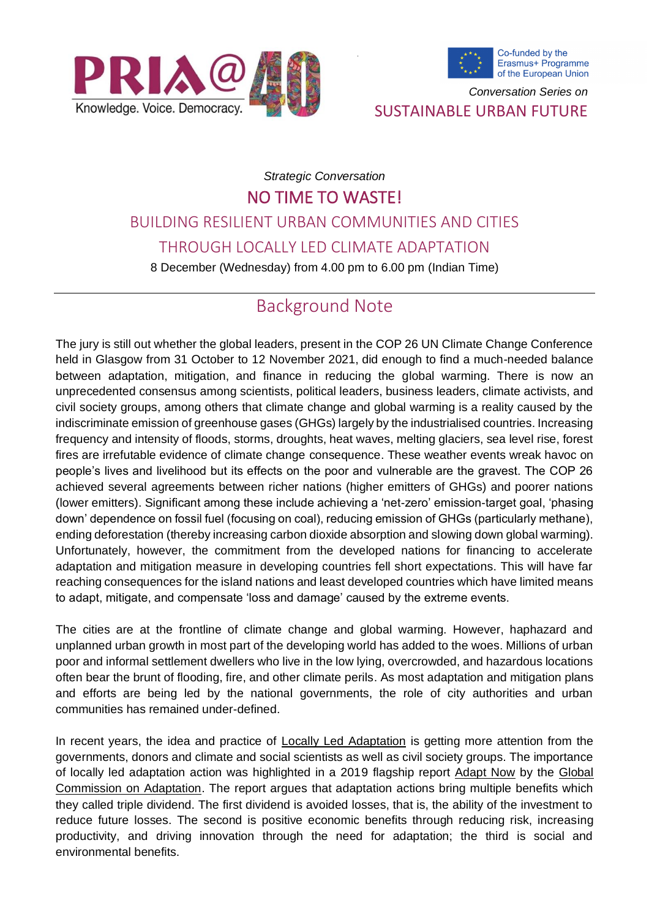PRIA@40

Knowledge. Voice. Democracy.

Co-funded by the Erasmus+ Programme of the European Union

*Conversation Series on*

SUSTAINABLE URBAN FUTURE

*Strategic Conversation*

# NO TIME TO WASTE!

## BUILDING RESILIENT URBAN COMMUNITIES AND CITIES THROUGH LOCALLY LED CLIMATE ADAPTATION

8 December (Wednesday) from 4.00 pm to 6.00 pm (Indian Time)

---

## Background Note

The jury is still out whether the global leaders, present in the COP 26 UN Climate Change Conference held in Glasgow from 31 October to 12 November 2021, did enough to find a much-needed balance between adaptation, mitigation, and finance in reducing the global warming. There is now an unprecedented consensus among scientists, political leaders, business leaders, climate activists, and civil society groups, among others that climate change and global warming is a reality caused by the indiscriminate emission of greenhouse gases (GHGs) largely by the industrialised countries. Increasing frequency and intensity of floods, storms, droughts, heat waves, melting glaciers, sea level rise, forest fires are irrefutable evidence of climate change consequence. These weather events wreak havoc on people's lives and livelihood but its effects on the poor and vulnerable are the gravest. The COP 26 achieved several agreements between richer nations (higher emitters of GHGs) and poorer nations (lower emitters). Significant among these include achieving a 'net-zero' emission-target goal, 'phasing down' dependence on fossil fuel (focusing on coal), reducing emission of GHGs (particularly methane), ending deforestation (thereby increasing carbon dioxide absorption and slowing down global warming). Unfortunately, however, the commitment from the developed nations for financing to accelerate adaptation and mitigation measure in developing countries fell short expectations. This will have far reaching consequences for the island nations and least developed countries which have limited means to adapt, mitigate, and compensate 'loss and damage' caused by the extreme events.

The cities are at the frontline of climate change and global warming. However, haphazard and unplanned urban growth in most part of the developing world has added to the woes. Millions of urban poor and informal settlement dwellers who live in the low lying, overcrowded, and hazardous locations often bear the brunt of flooding, fire, and other climate perils. As most adaptation and mitigation plans and efforts are being led by the national governments, the role of city authorities and urban communities has remained under-defined.

In recent years, the idea and practice of Locally Led Adaptation is getting more attention from the governments, donors and climate and social scientists as well as civil society groups. The importance of locally led adaptation action was highlighted in a 2019 flagship report Adapt Now by the Global Commission on Adaptation. The report argues that adaptation actions bring multiple benefits which they called triple dividend. The first dividend is avoided losses, that is, the ability of the investment to reduce future losses. The second is positive economic benefits through reducing risk, increasing productivity, and driving innovation through the need for adaptation; the third is social and environmental benefits.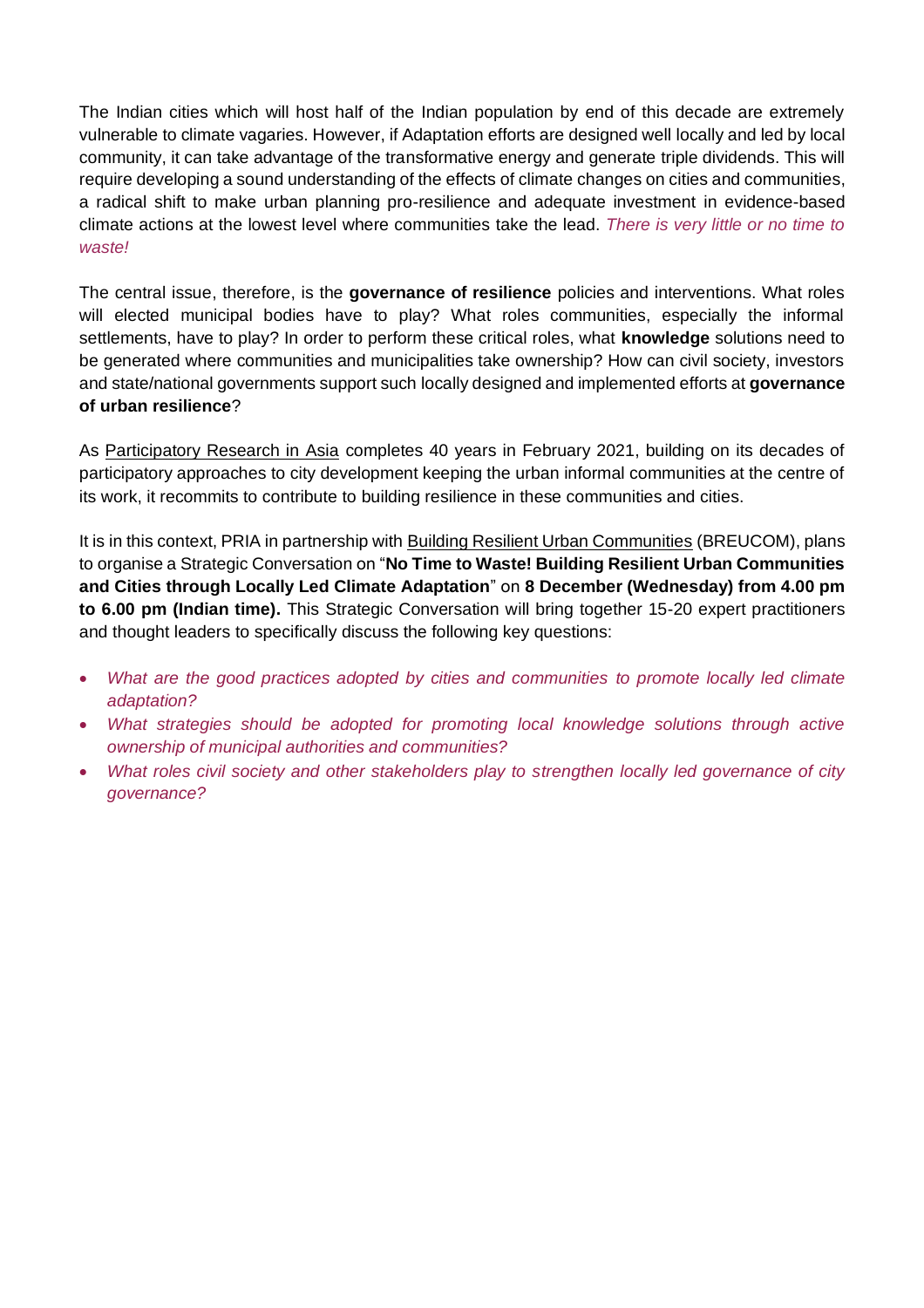The Indian cities which will host half of the Indian population by end of this decade are extremely vulnerable to climate vagaries. However, if Adaptation efforts are designed well locally and led by local community, it can take advantage of the transformative energy and generate triple dividends. This will require developing a sound understanding of the effects of climate changes on cities and communities, a radical shift to make urban planning pro-resilience and adequate investment in evidence-based climate actions at the lowest level where communities take the lead. *There is very little or no time to waste!*

The central issue, therefore, is the **governance of resilience** policies and interventions. What roles will elected municipal bodies have to play? What roles communities, especially the informal settlements, have to play? In order to perform these critical roles, what **knowledge** solutions need to be generated where communities and municipalities take ownership? How can civil society, investors and state/national governments support such locally designed and implemented efforts at **governance of urban resilience**?

As Participatory Research in Asia completes 40 years in February 2021, building on its decades of participatory approaches to city development keeping the urban informal communities at the centre of its work, it recommits to contribute to building resilience in these communities and cities.

It is in this context, PRIA in partnership with Building Resilient Urban Communities (BREUCOM), plans to organise a Strategic Conversation on "**No Time to Waste! Building Resilient Urban Communities and Cities through Locally Led Climate Adaptation**" on **8 December (Wednesday) from 4.00 pm to 6.00 pm (Indian time).** This Strategic Conversation will bring together 15-20 expert practitioners and thought leaders to specifically discuss the following key questions:

- *What are the good practices adopted by cities and communities to promote locally led climate adaptation?*
- *What strategies should be adopted for promoting local knowledge solutions through active ownership of municipal authorities and communities?*
- *What roles civil society and other stakeholders play to strengthen locally led governance of city governance?*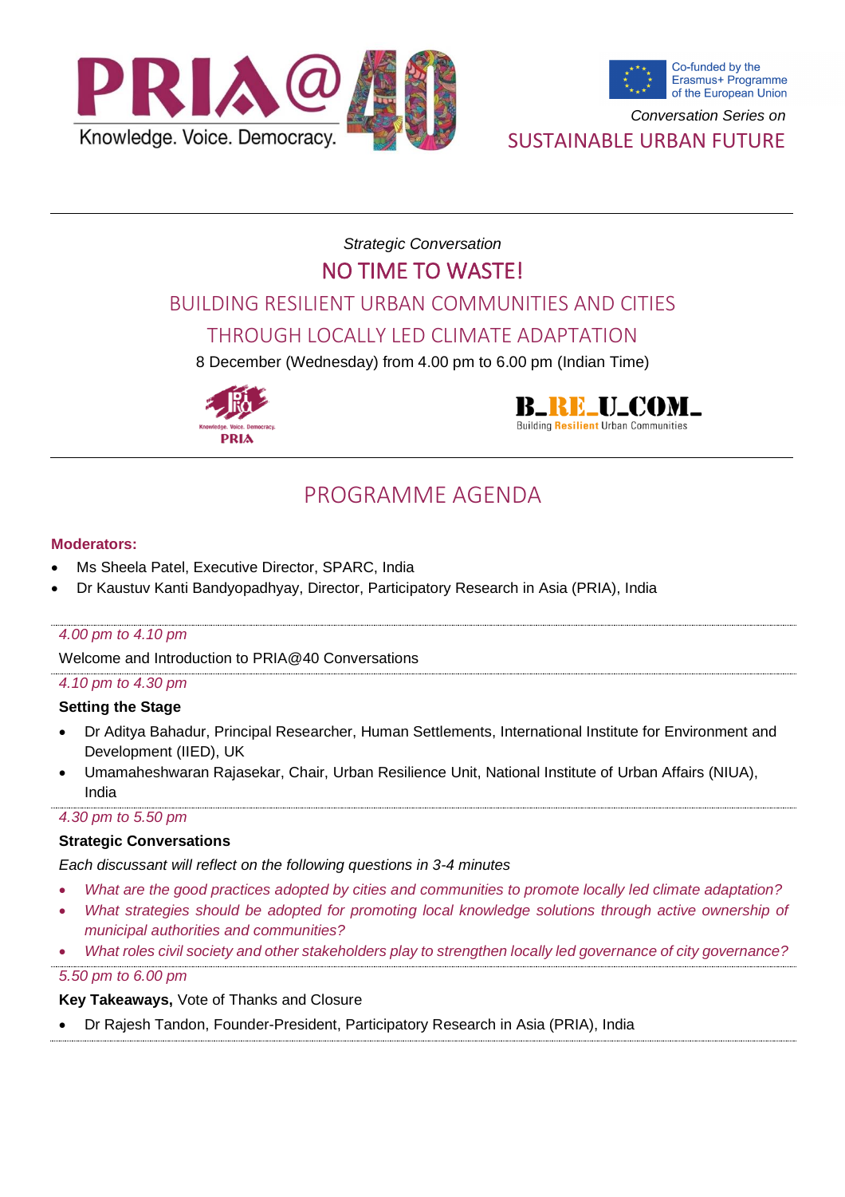PRIA@40

Knowledge. Voice. Democracy.

Co-funded by the Erasmus+ Programme of the European Union

*Conversation Series on*

SUSTAINABLE URBAN FUTURE

---

*Strategic Conversation*

# NO TIME TO WASTE!

## BUILDING RESILIENT URBAN COMMUNITIES AND CITIES THROUGH LOCALLY LED CLIMATE ADAPTATION

8 December (Wednesday) from 4.00 pm to 6.00 pm (Indian Time)

PRIA — Knowledge. Voice. Democracy.

B_RE_U_COM_ — Building Resilient Urban Communities

---

## PROGRAMME AGENDA

**Moderators:**

- Ms Sheela Patel, Executive Director, SPARC, India
- Dr Kaustuv Kanti Bandyopadhyay, Director, Participatory Research in Asia (PRIA), India

*4.00 pm to 4.10 pm*

Welcome and Introduction to PRIA@40 Conversations

*4.10 pm to 4.30 pm*

**Setting the Stage**

- Dr Aditya Bahadur, Principal Researcher, Human Settlements, International Institute for Environment and Development (IIED), UK
- Umamaheshwaran Rajasekar, Chair, Urban Resilience Unit, National Institute of Urban Affairs (NIUA), India

*4.30 pm to 5.50 pm*

**Strategic Conversations**

*Each discussant will reflect on the following questions in 3-4 minutes*

- *What are the good practices adopted by cities and communities to promote locally led climate adaptation?*
- *What strategies should be adopted for promoting local knowledge solutions through active ownership of municipal authorities and communities?*
- *What roles civil society and other stakeholders play to strengthen locally led governance of city governance?*

*5.50 pm to 6.00 pm*

**Key Takeaways,** Vote of Thanks and Closure

- Dr Rajesh Tandon, Founder-President, Participatory Research in Asia (PRIA), India